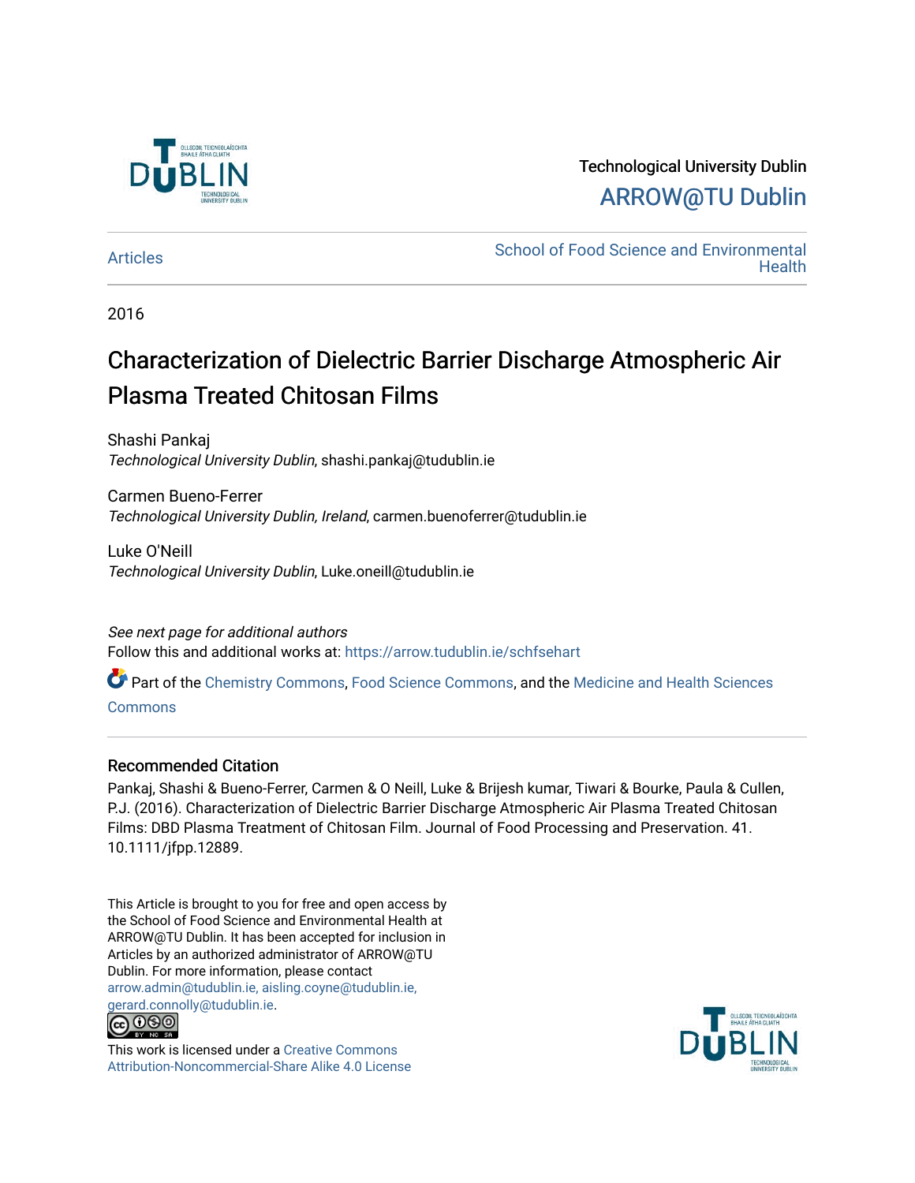Technological University Dublin

ARROW@TU Dublin

Articles

School of Food Science and Environmental Health

2016

# Characterization of Dielectric Barrier Discharge Atmospheric Air Plasma Treated Chitosan Films

Shashi Pankaj
*Technological University Dublin*, shashi.pankaj@tudublin.ie

Carmen Bueno-Ferrer
*Technological University Dublin, Ireland*, carmen.buenoferrer@tudublin.ie

Luke O'Neill
*Technological University Dublin*, Luke.oneill@tudublin.ie

*See next page for additional authors*

Follow this and additional works at: https://arrow.tudublin.ie/schfsehart

Part of the Chemistry Commons, Food Science Commons, and the Medicine and Health Sciences Commons

## Recommended Citation

Pankaj, Shashi & Bueno-Ferrer, Carmen & O Neill, Luke & Brijesh kumar, Tiwari & Bourke, Paula & Cullen, P.J. (2016). Characterization of Dielectric Barrier Discharge Atmospheric Air Plasma Treated Chitosan Films: DBD Plasma Treatment of Chitosan Film. Journal of Food Processing and Preservation. 41. 10.1111/jfpp.12889.

This Article is brought to you for free and open access by the School of Food Science and Environmental Health at ARROW@TU Dublin. It has been accepted for inclusion in Articles by an authorized administrator of ARROW@TU Dublin. For more information, please contact arrow.admin@tudublin.ie, aisling.coyne@tudublin.ie, gerard.connolly@tudublin.ie.

This work is licensed under a Creative Commons Attribution-Noncommercial-Share Alike 4.0 License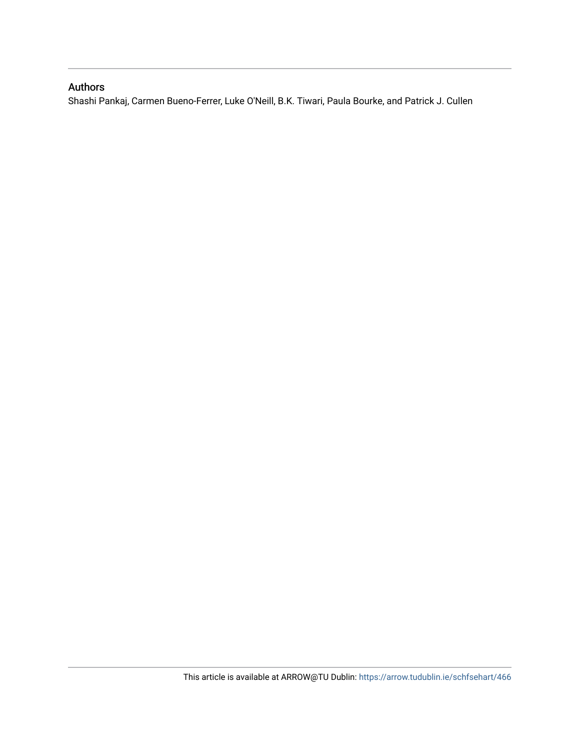## Authors

Shashi Pankaj, Carmen Bueno-Ferrer, Luke O'Neill, B.K. Tiwari, Paula Bourke, and Patrick J. Cullen

This article is available at ARROW@TU Dublin: https://arrow.tudublin.ie/schfsehart/466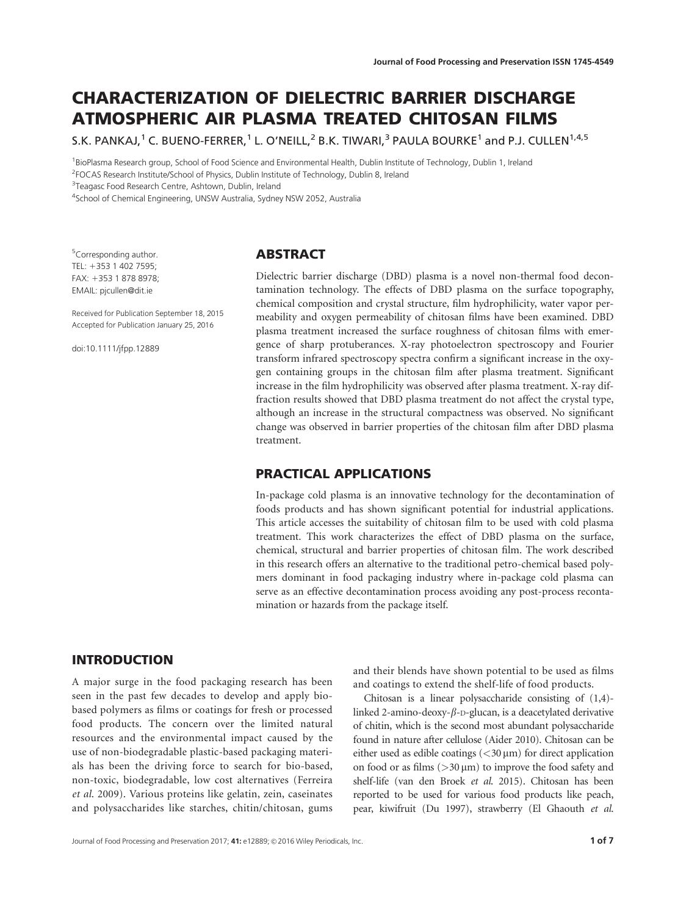# CHARACTERIZATION OF DIELECTRIC BARRIER DISCHARGE ATMOSPHERIC AIR PLASMA TREATED CHITOSAN FILMS

S.K. PANKAJ,[1] C. BUENO-FERRER,[1] L. O'NEILL,[2] B.K. TIWARI,[3] PAULA BOURKE[1] and P.J. CULLEN[1,4,5]

[1]BioPlasma Research group, School of Food Science and Environmental Health, Dublin Institute of Technology, Dublin 1, Ireland
[2]FOCAS Research Institute/School of Physics, Dublin Institute of Technology, Dublin 8, Ireland
[3]Teagasc Food Research Centre, Ashtown, Dublin, Ireland
[4]School of Chemical Engineering, UNSW Australia, Sydney NSW 2052, Australia

[5]Corresponding author.
TEL: +353 1 402 7595;
FAX: +353 1 878 8978;
EMAIL: pjcullen@dit.ie

Received for Publication September 18, 2015
Accepted for Publication January 25, 2016

doi:10.1111/jfpp.12889

## ABSTRACT

Dielectric barrier discharge (DBD) plasma is a novel non-thermal food decontamination technology. The effects of DBD plasma on the surface topography, chemical composition and crystal structure, film hydrophilicity, water vapor permeability and oxygen permeability of chitosan films have been examined. DBD plasma treatment increased the surface roughness of chitosan films with emergence of sharp protuberances. X-ray photoelectron spectroscopy and Fourier transform infrared spectroscopy spectra confirm a significant increase in the oxygen containing groups in the chitosan film after plasma treatment. Significant increase in the film hydrophilicity was observed after plasma treatment. X-ray diffraction results showed that DBD plasma treatment do not affect the crystal type, although an increase in the structural compactness was observed. No significant change was observed in barrier properties of the chitosan film after DBD plasma treatment.

## PRACTICAL APPLICATIONS

In-package cold plasma is an innovative technology for the decontamination of foods products and has shown significant potential for industrial applications. This article accesses the suitability of chitosan film to be used with cold plasma treatment. This work characterizes the effect of DBD plasma on the surface, chemical, structural and barrier properties of chitosan film. The work described in this research offers an alternative to the traditional petro-chemical based polymers dominant in food packaging industry where in-package cold plasma can serve as an effective decontamination process avoiding any post-process recontamination or hazards from the package itself.

## INTRODUCTION

A major surge in the food packaging research has been seen in the past few decades to develop and apply bio-based polymers as films or coatings for fresh or processed food products. The concern over the limited natural resources and the environmental impact caused by the use of non-biodegradable plastic-based packaging materials has been the driving force to search for bio-based, non-toxic, biodegradable, low cost alternatives (Ferreira *et al.* 2009). Various proteins like gelatin, zein, caseinates and polysaccharides like starches, chitin/chitosan, gums and their blends have shown potential to be used as films and coatings to extend the shelf-life of food products.

Chitosan is a linear polysaccharide consisting of (1,4)-linked 2-amino-deoxy-$\beta$-D-glucan, is a deacetylated derivative of chitin, which is the second most abundant polysaccharide found in nature after cellulose (Aider 2010). Chitosan can be either used as edible coatings (<30 μm) for direct application on food or as films (>30 μm) to improve the food safety and shelf-life (van den Broek *et al.* 2015). Chitosan has been reported to be used for various food products like peach, pear, kiwifruit (Du 1997), strawberry (El Ghaouth *et al.*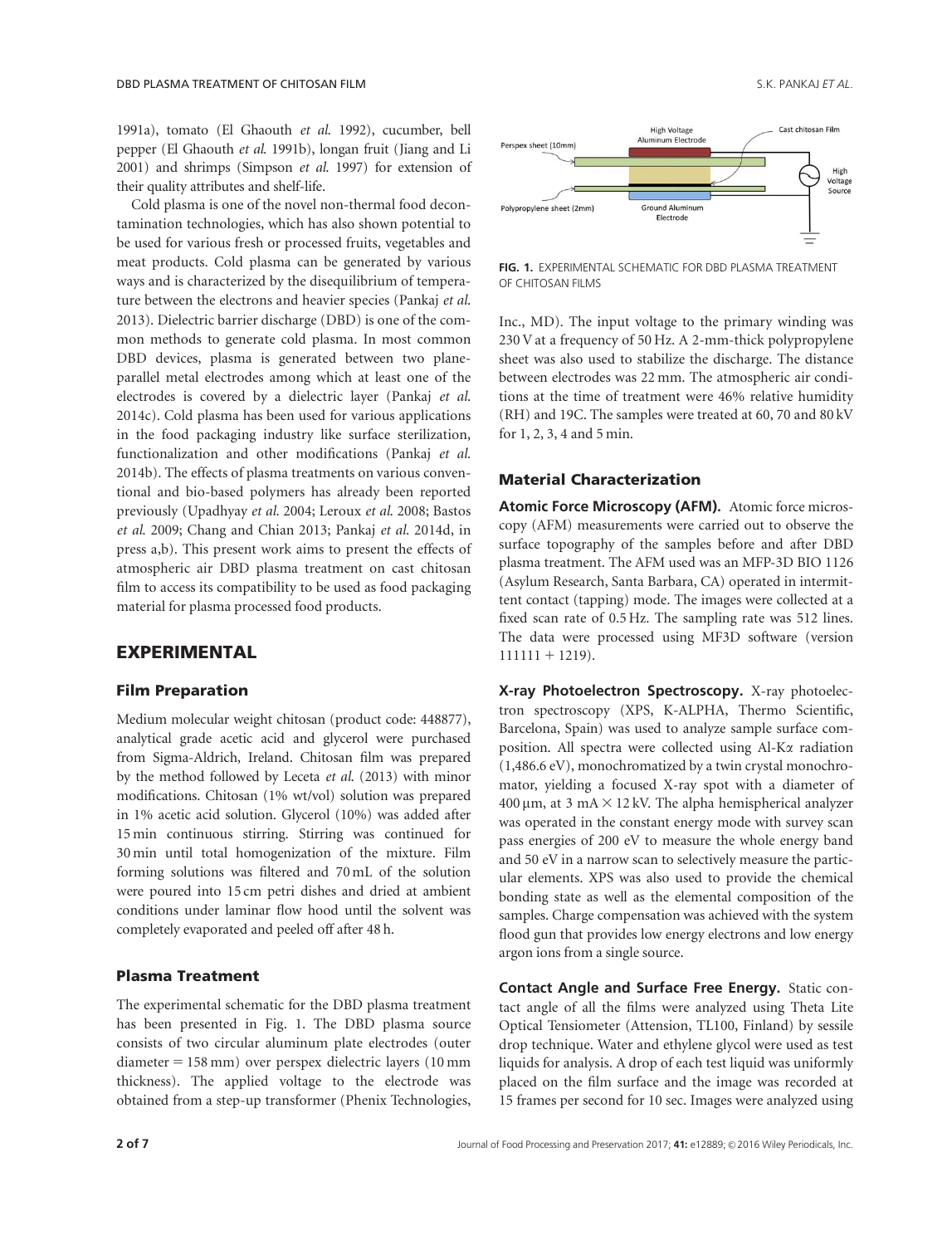1991a), tomato (El Ghaouth *et al.* 1992), cucumber, bell pepper (El Ghaouth *et al.* 1991b), longan fruit (Jiang and Li 2001) and shrimps (Simpson *et al.* 1997) for extension of their quality attributes and shelf-life.

Cold plasma is one of the novel non-thermal food decontamination technologies, which has also shown potential to be used for various fresh or processed fruits, vegetables and meat products. Cold plasma can be generated by various ways and is characterized by the disequilibrium of temperature between the electrons and heavier species (Pankaj *et al.* 2013). Dielectric barrier discharge (DBD) is one of the common methods to generate cold plasma. In most common DBD devices, plasma is generated between two plane-parallel metal electrodes among which at least one of the electrodes is covered by a dielectric layer (Pankaj *et al.* 2014c). Cold plasma has been used for various applications in the food packaging industry like surface sterilization, functionalization and other modifications (Pankaj *et al.* 2014b). The effects of plasma treatments on various conventional and bio-based polymers has already been reported previously (Upadhyay *et al.* 2004; Leroux *et al.* 2008; Bastos *et al.* 2009; Chang and Chian 2013; Pankaj *et al.* 2014d, in press a,b). This present work aims to present the effects of atmospheric air DBD plasma treatment on cast chitosan film to access its compatibility to be used as food packaging material for plasma processed food products.

## EXPERIMENTAL

### Film Preparation

Medium molecular weight chitosan (product code: 448877), analytical grade acetic acid and glycerol were purchased from Sigma-Aldrich, Ireland. Chitosan film was prepared by the method followed by Leceta *et al.* (2013) with minor modifications. Chitosan (1% wt/vol) solution was prepared in 1% acetic acid solution. Glycerol (10%) was added after 15 min continuous stirring. Stirring was continued for 30 min until total homogenization of the mixture. Film forming solutions was filtered and 70 mL of the solution were poured into 15 cm petri dishes and dried at ambient conditions under laminar flow hood until the solvent was completely evaporated and peeled off after 48 h.

### Plasma Treatment

The experimental schematic for the DBD plasma treatment has been presented in Fig. 1. The DBD plasma source consists of two circular aluminum plate electrodes (outer diameter = 158 mm) over perspex dielectric layers (10 mm thickness). The applied voltage to the electrode was obtained from a step-up transformer (Phenix Technologies, Inc., MD). The input voltage to the primary winding was 230 V at a frequency of 50 Hz. A 2-mm-thick polypropylene sheet was also used to stabilize the discharge. The distance between electrodes was 22 mm. The atmospheric air conditions at the time of treatment were 46% relative humidity (RH) and 19C. The samples were treated at 60, 70 and 80 kV for 1, 2, 3, 4 and 5 min.

High Voltage Aluminum Electrode; Cast chitosan Film; Perspex sheet (10mm); High Voltage Source; Polypropylene sheet (2mm); Ground Aluminum Electrode

**FIG. 1.** EXPERIMENTAL SCHEMATIC FOR DBD PLASMA TREATMENT OF CHITOSAN FILMS

### Material Characterization

**Atomic Force Microscopy (AFM).** Atomic force microscopy (AFM) measurements were carried out to observe the surface topography of the samples before and after DBD plasma treatment. The AFM used was an MFP-3D BIO 1126 (Asylum Research, Santa Barbara, CA) operated in intermittent contact (tapping) mode. The images were collected at a fixed scan rate of 0.5 Hz. The sampling rate was 512 lines. The data were processed using MF3D software (version 111111 + 1219).

**X-ray Photoelectron Spectroscopy.** X-ray photoelectron spectroscopy (XPS, K-ALPHA, Thermo Scientific, Barcelona, Spain) was used to analyze sample surface composition. All spectra were collected using Al-K$\alpha$ radiation (1,486.6 eV), monochromatized by a twin crystal monochromator, yielding a focused X-ray spot with a diameter of 400 μm, at 3 mA × 12 kV. The alpha hemispherical analyzer was operated in the constant energy mode with survey scan pass energies of 200 eV to measure the whole energy band and 50 eV in a narrow scan to selectively measure the particular elements. XPS was also used to provide the chemical bonding state as well as the elemental composition of the samples. Charge compensation was achieved with the system flood gun that provides low energy electrons and low energy argon ions from a single source.

**Contact Angle and Surface Free Energy.** Static contact angle of all the films were analyzed using Theta Lite Optical Tensiometer (Attension, TL100, Finland) by sessile drop technique. Water and ethylene glycol were used as test liquids for analysis. A drop of each test liquid was uniformly placed on the film surface and the image was recorded at 15 frames per second for 10 sec. Images were analyzed using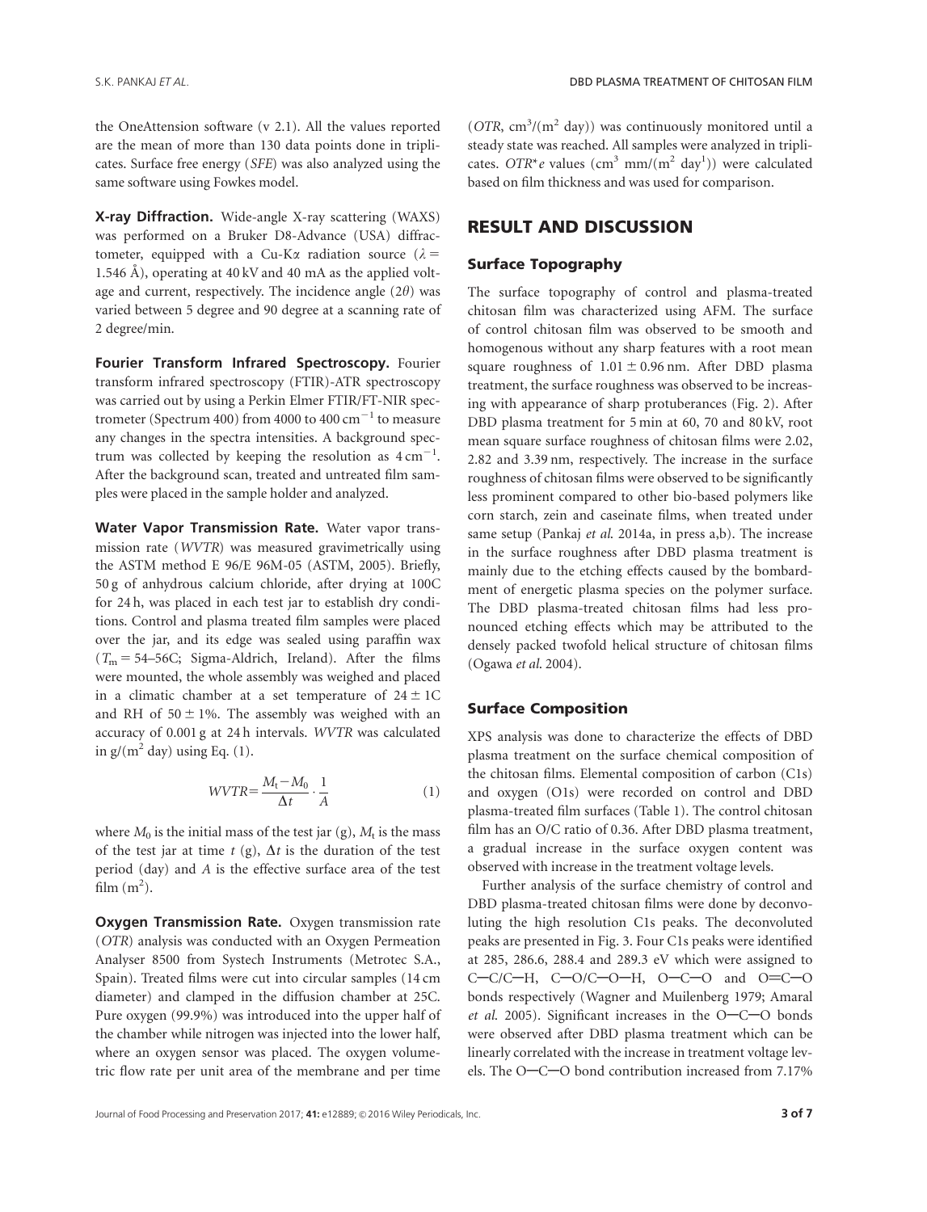the OneAttension software (v 2.1). All the values reported are the mean of more than 130 data points done in triplicates. Surface free energy (*SFE*) was also analyzed using the same software using Fowkes model.

**X-ray Diffraction.** Wide-angle X-ray scattering (WAXS) was performed on a Bruker D8-Advance (USA) diffractometer, equipped with a Cu-K$\alpha$ radiation source ($\lambda$ = 1.546 Å), operating at 40 kV and 40 mA as the applied voltage and current, respectively. The incidence angle ($2\theta$) was varied between 5 degree and 90 degree at a scanning rate of 2 degree/min.

**Fourier Transform Infrared Spectroscopy.** Fourier transform infrared spectroscopy (FTIR)-ATR spectroscopy was carried out by using a Perkin Elmer FTIR/FT-NIR spectrometer (Spectrum 400) from 4000 to 400 $cm^{-1}$ to measure any changes in the spectra intensities. A background spectrum was collected by keeping the resolution as 4 $cm^{-1}$. After the background scan, treated and untreated film samples were placed in the sample holder and analyzed.

**Water Vapor Transmission Rate.** Water vapor transmission rate (*WVTR*) was measured gravimetrically using the ASTM method E 96/E 96M-05 (ASTM, 2005). Briefly, 50 g of anhydrous calcium chloride, after drying at 100C for 24 h, was placed in each test jar to establish dry conditions. Control and plasma treated film samples were placed over the jar, and its edge was sealed using paraffin wax ($T_m$ = 54–56C; Sigma-Aldrich, Ireland). After the films were mounted, the whole assembly was weighed and placed in a climatic chamber at a set temperature of 24 ± 1C and RH of 50 ± 1%. The assembly was weighed with an accuracy of 0.001 g at 24 h intervals. *WVTR* was calculated in g/($m^2$ day) using Eq. (1).

$$WVTR = \frac{M_t - M_0}{\Delta t} \cdot \frac{1}{A} \quad (1)$$

where $M_0$ is the initial mass of the test jar (g), $M_t$ is the mass of the test jar at time $t$ (g), $\Delta t$ is the duration of the test period (day) and $A$ is the effective surface area of the test film ($m^2$).

**Oxygen Transmission Rate.** Oxygen transmission rate (*OTR*) analysis was conducted with an Oxygen Permeation Analyser 8500 from Systech Instruments (Metrotec S.A., Spain). Treated films were cut into circular samples (14 cm diameter) and clamped in the diffusion chamber at 25C. Pure oxygen (99.9%) was introduced into the upper half of the chamber while nitrogen was injected into the lower half, where an oxygen sensor was placed. The oxygen volumetric flow rate per unit area of the membrane and per time (*OTR*, $cm^3/(m^2$ day)) was continuously monitored until a steady state was reached. All samples were analyzed in triplicates. $OTR^*e$ values ($cm^3$ mm/($m^2$ $day^1$)) were calculated based on film thickness and was used for comparison.

## RESULT AND DISCUSSION

### Surface Topography

The surface topography of control and plasma-treated chitosan film was characterized using AFM. The surface of control chitosan film was observed to be smooth and homogenous without any sharp features with a root mean square roughness of 1.01 ± 0.96 nm. After DBD plasma treatment, the surface roughness was observed to be increasing with appearance of sharp protuberances (Fig. 2). After DBD plasma treatment for 5 min at 60, 70 and 80 kV, root mean square surface roughness of chitosan films were 2.02, 2.82 and 3.39 nm, respectively. The increase in the surface roughness of chitosan films were observed to be significantly less prominent compared to other bio-based polymers like corn starch, zein and caseinate films, when treated under same setup (Pankaj *et al.* 2014a, in press a,b). The increase in the surface roughness after DBD plasma treatment is mainly due to the etching effects caused by the bombardment of energetic plasma species on the polymer surface. The DBD plasma-treated chitosan films had less pronounced etching effects which may be attributed to the densely packed twofold helical structure of chitosan films (Ogawa *et al.* 2004).

### Surface Composition

XPS analysis was done to characterize the effects of DBD plasma treatment on the surface chemical composition of the chitosan films. Elemental composition of carbon (C1s) and oxygen (O1s) were recorded on control and DBD plasma-treated film surfaces (Table 1). The control chitosan film has an O/C ratio of 0.36. After DBD plasma treatment, a gradual increase in the surface oxygen content was observed with increase in the treatment voltage levels.

Further analysis of the surface chemistry of control and DBD plasma-treated chitosan films were done by deconvoluting the high resolution C1s peaks. The deconvoluted peaks are presented in Fig. 3. Four C1s peaks were identified at 285, 286.6, 288.4 and 289.3 eV which were assigned to C—C/C—H, C—O/C—O—H, O—C—O and O=C—O bonds respectively (Wagner and Muilenberg 1979; Amaral *et al.* 2005). Significant increases in the O—C—O bonds were observed after DBD plasma treatment which can be linearly correlated with the increase in treatment voltage levels. The O—C—O bond contribution increased from 7.17%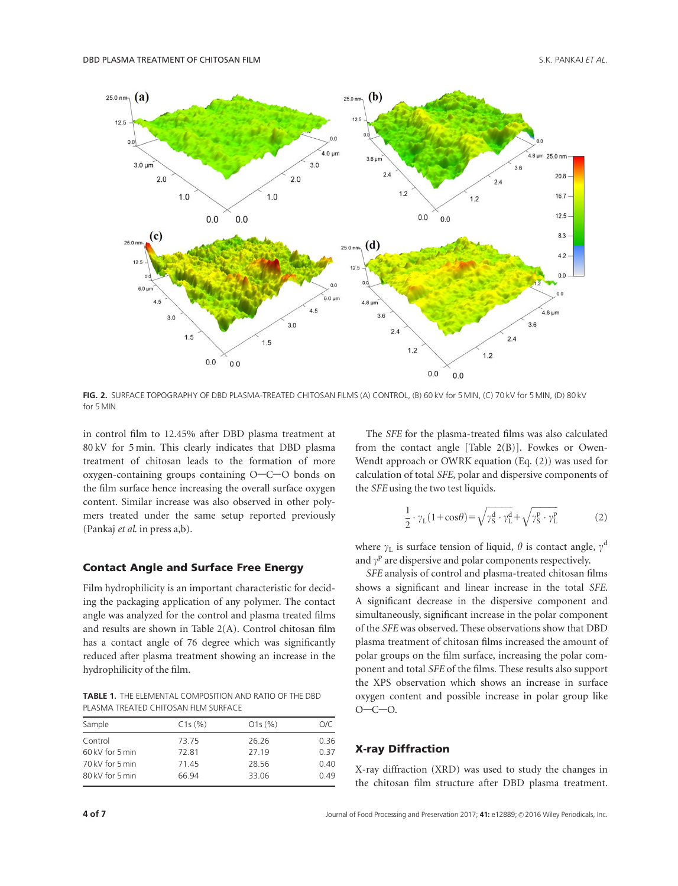FIG. 2. SURFACE TOPOGRAPHY OF DBD PLASMA-TREATED CHITOSAN FILMS (A) CONTROL, (B) 60 kV for 5 MIN, (C) 70 kV for 5 MIN, (D) 80 kV for 5 MIN

in control film to 12.45% after DBD plasma treatment at 80 kV for 5 min. This clearly indicates that DBD plasma treatment of chitosan leads to the formation of more oxygen-containing groups containing O—C—O bonds on the film surface hence increasing the overall surface oxygen content. Similar increase was also observed in other polymers treated under the same setup reported previously (Pankaj *et al*. in press a,b).

### Contact Angle and Surface Free Energy

Film hydrophilicity is an important characteristic for deciding the packaging application of any polymer. The contact angle was analyzed for the control and plasma treated films and results are shown in Table 2(A). Control chitosan film has a contact angle of 76 degree which was significantly reduced after plasma treatment showing an increase in the hydrophilicity of the film.

**TABLE 1.** THE ELEMENTAL COMPOSITION AND RATIO OF THE DBD PLASMA TREATED CHITOSAN FILM SURFACE

| Sample | C1s (%) | O1s (%) | O/C |
|---|---|---|---|
| Control | 73.75 | 26.26 | 0.36 |
| 60 kV for 5 min | 72.81 | 27.19 | 0.37 |
| 70 kV for 5 min | 71.45 | 28.56 | 0.40 |
| 80 kV for 5 min | 66.94 | 33.06 | 0.49 |

The *SFE* for the plasma-treated films was also calculated from the contact angle [Table 2(B)]. Fowkes or Owen-Wendt approach or OWRK equation (Eq. (2)) was used for calculation of total *SFE*, polar and dispersive components of the *SFE* using the two test liquids.

$$\frac{1}{2}\cdot\gamma_{L}(1+\cos\theta)=\sqrt{\gamma_{S}^{d}\cdot\gamma_{L}^{d}}+\sqrt{\gamma_{S}^{p}\cdot\gamma_{L}^{p}} \tag{2}$$

where $\gamma_L$ is surface tension of liquid, $\theta$ is contact angle, $\gamma^d$ and $\gamma^p$ are dispersive and polar components respectively.

*SFE* analysis of control and plasma-treated chitosan films shows a significant and linear increase in the total *SFE*. A significant decrease in the dispersive component and simultaneously, significant increase in the polar component of the *SFE* was observed. These observations show that DBD plasma treatment of chitosan films increased the amount of polar groups on the film surface, increasing the polar component and total *SFE* of the films. These results also support the XPS observation which shows an increase in surface oxygen content and possible increase in polar group like O—C—O.

### X-ray Diffraction

X-ray diffraction (XRD) was used to study the changes in the chitosan film structure after DBD plasma treatment.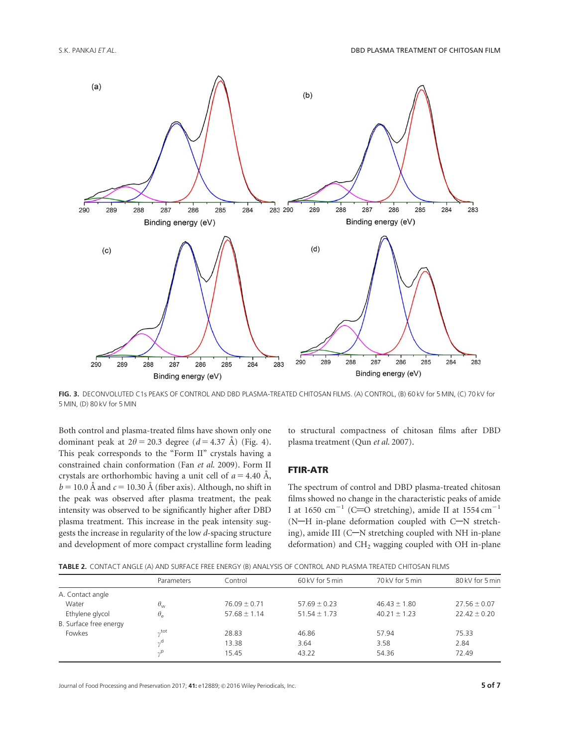FIG. 3. DECONVOLUTED C1s PEAKS OF CONTROL AND DBD PLASMA-TREATED CHITOSAN FILMS. (A) CONTROL, (B) 60 kV for 5 MIN, (C) 70 kV for 5 MIN, (D) 80 kV for 5 MIN

Both control and plasma-treated films have shown only one dominant peak at $2\theta = 20.3$ degree ($d = 4.37$ Å) (Fig. 4). This peak corresponds to the "Form II" crystals having a constrained chain conformation (Fan *et al.* 2009). Form II crystals are orthorhombic having a unit cell of $a = 4.40$ Å, $b = 10.0$ Å and $c = 10.30$ Å (fiber axis). Although, no shift in the peak was observed after plasma treatment, the peak intensity was observed to be significantly higher after DBD plasma treatment. This increase in the peak intensity suggests the increase in regularity of the low *d*-spacing structure and development of more compact crystalline form leading to structural compactness of chitosan films after DBD plasma treatment (Qun *et al.* 2007).

## FTIR-ATR

The spectrum of control and DBD plasma-treated chitosan films showed no change in the characteristic peaks of amide I at 1650 $cm^{-1}$ (C═O stretching), amide II at 1554 $cm^{-1}$ (N─H in-plane deformation coupled with C─N stretching), amide III (C─N stretching coupled with NH in-plane deformation) and $CH_2$ wagging coupled with OH in-plane

TABLE 2. CONTACT ANGLE (A) AND SURFACE FREE ENERGY (B) ANALYSIS OF CONTROL AND PLASMA TREATED CHITOSAN FILMS

| | Parameters | Control | 60 kV for 5 min | 70 kV for 5 min | 80 kV for 5 min |
|---|---|---|---|---|---|
| A. Contact angle | | | | | |
| Water | $\theta_w$ | 76.09 ± 0.71 | 57.69 ± 0.23 | 46.43 ± 1.80 | 27.56 ± 0.07 |
| Ethylene glycol | $\theta_e$ | 57.68 ± 1.14 | 51.54 ± 1.73 | 40.21 ± 1.23 | 22.42 ± 0.20 |
| B. Surface free energy | | | | | |
| Fowkes | $\gamma^{tot}$ | 28.83 | 46.86 | 57.94 | 75.33 |
| | $\gamma^{d}$ | 13.38 | 3.64 | 3.58 | 2.84 |
| | $\gamma^{p}$ | 15.45 | 43.22 | 54.36 | 72.49 |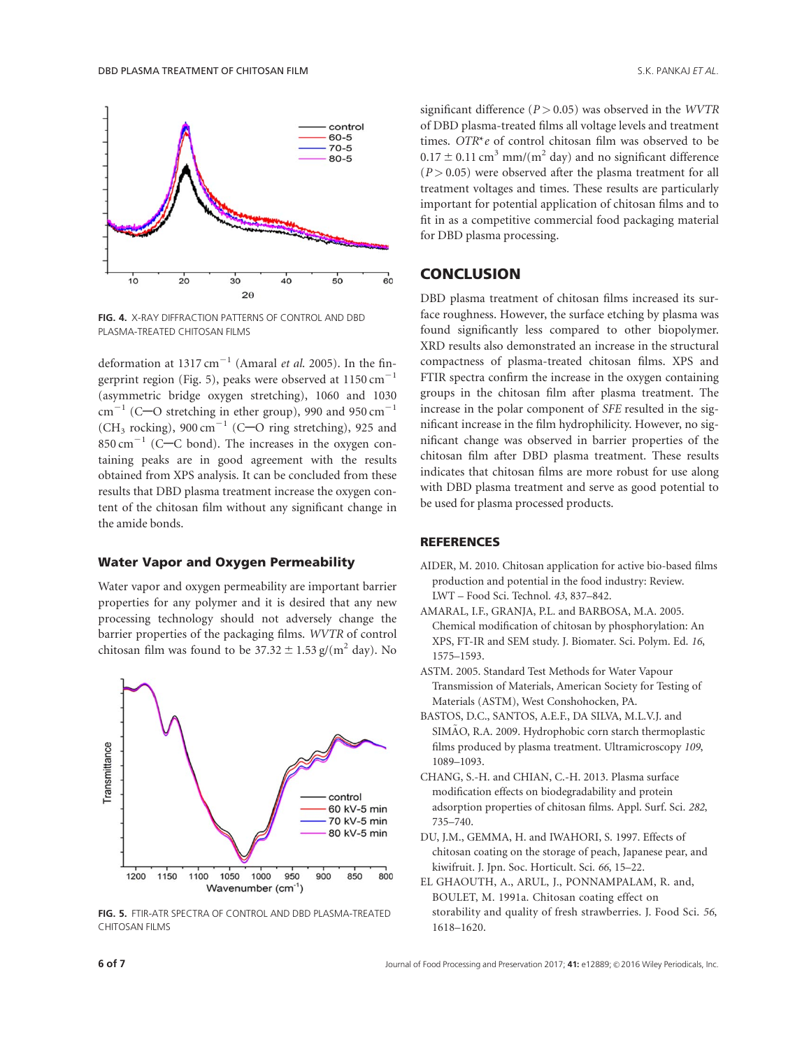FIG. 4. X-RAY DIFFRACTION PATTERNS OF CONTROL AND DBD PLASMA-TREATED CHITOSAN FILMS

deformation at 1317 $cm^{-1}$ (Amaral *et al.* 2005). In the fingerprint region (Fig. 5), peaks were observed at 1150 $cm^{-1}$ (asymmetric bridge oxygen stretching), 1060 and 1030 $cm^{-1}$ (C—O stretching in ether group), 990 and 950 $cm^{-1}$ ($CH_3$ rocking), 900 $cm^{-1}$ (C—O ring stretching), 925 and 850 $cm^{-1}$ (C—C bond). The increases in the oxygen containing peaks are in good agreement with the results obtained from XPS analysis. It can be concluded from these results that DBD plasma treatment increase the oxygen content of the chitosan film without any significant change in the amide bonds.

### Water Vapor and Oxygen Permeability

Water vapor and oxygen permeability are important barrier properties for any polymer and it is desired that any new processing technology should not adversely change the barrier properties of the packaging films. *WVTR* of control chitosan film was found to be $37.32 \pm 1.53$ g/($m^2$ day). No significant difference ($P > 0.05$) was observed in the *WVTR* of DBD plasma-treated films all voltage levels and treatment times. *OTR*\*e of control chitosan film was observed to be $0.17 \pm 0.11$ $cm^3$ mm/($m^2$ day) and no significant difference ($P > 0.05$) were observed after the plasma treatment for all treatment voltages and times. These results are particularly important for potential application of chitosan films and to fit in as a competitive commercial food packaging material for DBD plasma processing.

FIG. 5. FTIR-ATR SPECTRA OF CONTROL AND DBD PLASMA-TREATED CHITOSAN FILMS

## CONCLUSION

DBD plasma treatment of chitosan films increased its surface roughness. However, the surface etching by plasma was found significantly less compared to other biopolymer. XRD results also demonstrated an increase in the structural compactness of plasma-treated chitosan films. XPS and FTIR spectra confirm the increase in the oxygen containing groups in the chitosan film after plasma treatment. The increase in the polar component of *SFE* resulted in the significant increase in the film hydrophilicity. However, no significant change was observed in barrier properties of the chitosan film after DBD plasma treatment. These results indicates that chitosan films are more robust for use along with DBD plasma treatment and serve as good potential to be used for plasma processed products.

## REFERENCES

AIDER, M. 2010. Chitosan application for active bio-based films production and potential in the food industry: Review. LWT – Food Sci. Technol. *43*, 837–842.

AMARAL, I.F., GRANJA, P.L. and BARBOSA, M.A. 2005. Chemical modification of chitosan by phosphorylation: An XPS, FT-IR and SEM study. J. Biomater. Sci. Polym. Ed. *16*, 1575–1593.

ASTM. 2005. Standard Test Methods for Water Vapour Transmission of Materials, American Society for Testing of Materials (ASTM), West Conshohocken, PA.

BASTOS, D.C., SANTOS, A.E.F., DA SILVA, M.L.V.J. and SIMÃO, R.A. 2009. Hydrophobic corn starch thermoplastic films produced by plasma treatment. Ultramicroscopy *109*, 1089–1093.

CHANG, S.-H. and CHIAN, C.-H. 2013. Plasma surface modification effects on biodegradability and protein adsorption properties of chitosan films. Appl. Surf. Sci. *282*, 735–740.

DU, J.M., GEMMA, H. and IWAHORI, S. 1997. Effects of chitosan coating on the storage of peach, Japanese pear, and kiwifruit. J. Jpn. Soc. Horticult. Sci. *66*, 15–22.

EL GHAOUTH, A., ARUL, J., PONNAMPALAM, R. and, BOULET, M. 1991a. Chitosan coating effect on storability and quality of fresh strawberries. J. Food Sci. *56*, 1618–1620.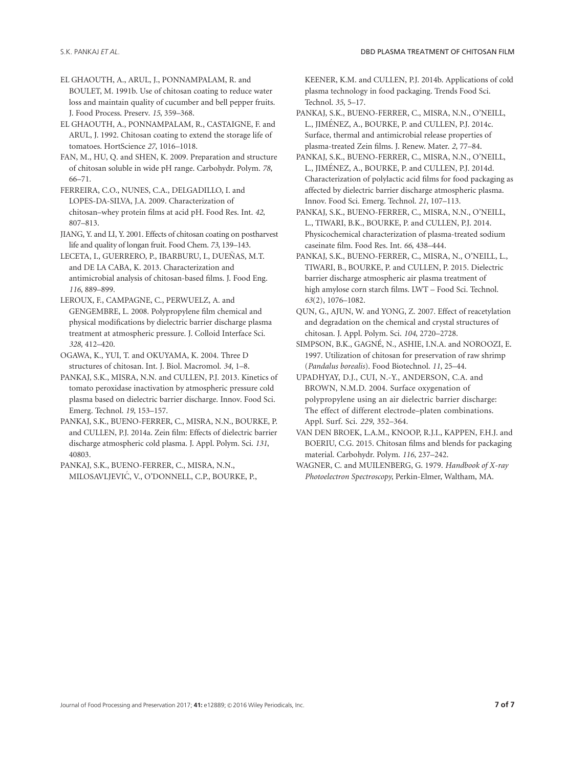EL GHAOUTH, A., ARUL, J., PONNAMPALAM, R. and BOULET, M. 1991b. Use of chitosan coating to reduce water loss and maintain quality of cucumber and bell pepper fruits. J. Food Process. Preserv. *15*, 359–368.

EL GHAOUTH, A., PONNAMPALAM, R., CASTAIGNE, F. and ARUL, J. 1992. Chitosan coating to extend the storage life of tomatoes. HortScience *27*, 1016–1018.

FAN, M., HU, Q. and SHEN, K. 2009. Preparation and structure of chitosan soluble in wide pH range. Carbohydr. Polym. *78*, 66–71.

FERREIRA, C.O., NUNES, C.A., DELGADILLO, I. and LOPES-DA-SILVA, J.A. 2009. Characterization of chitosan–whey protein films at acid pH. Food Res. Int. *42*, 807–813.

JIANG, Y. and LI, Y. 2001. Effects of chitosan coating on postharvest life and quality of longan fruit. Food Chem. *73*, 139–143.

LECETA, I., GUERRERO, P., IBARBURU, I., DUEÑAS, M.T. and DE LA CABA, K. 2013. Characterization and antimicrobial analysis of chitosan-based films. J. Food Eng. *116*, 889–899.

LEROUX, F., CAMPAGNE, C., PERWUELZ, A. and GENGEMBRE, L. 2008. Polypropylene film chemical and physical modifications by dielectric barrier discharge plasma treatment at atmospheric pressure. J. Colloid Interface Sci. *328*, 412–420.

OGAWA, K., YUI, T. and OKUYAMA, K. 2004. Three D structures of chitosan. Int. J. Biol. Macromol. *34*, 1–8.

PANKAJ, S.K., MISRA, N.N. and CULLEN, P.J. 2013. Kinetics of tomato peroxidase inactivation by atmospheric pressure cold plasma based on dielectric barrier discharge. Innov. Food Sci. Emerg. Technol. *19*, 153–157.

PANKAJ, S.K., BUENO-FERRER, C., MISRA, N.N., BOURKE, P. and CULLEN, P.J. 2014a. Zein film: Effects of dielectric barrier discharge atmospheric cold plasma. J. Appl. Polym. Sci. *131*, 40803.

PANKAJ, S.K., BUENO-FERRER, C., MISRA, N.N., MILOSAVLJEVIĆ, V., O'DONNELL, C.P., BOURKE, P., KEENER, K.M. and CULLEN, P.J. 2014b. Applications of cold plasma technology in food packaging. Trends Food Sci. Technol. *35*, 5–17.

PANKAJ, S.K., BUENO-FERRER, C., MISRA, N.N., O'NEILL, L., JIMÉNEZ, A., BOURKE, P. and CULLEN, P.J. 2014c. Surface, thermal and antimicrobial release properties of plasma-treated Zein films. J. Renew. Mater. *2*, 77–84.

PANKAJ, S.K., BUENO-FERRER, C., MISRA, N.N., O'NEILL, L., JIMÉNEZ, A., BOURKE, P. and CULLEN, P.J. 2014d. Characterization of polylactic acid films for food packaging as affected by dielectric barrier discharge atmospheric plasma. Innov. Food Sci. Emerg. Technol. *21*, 107–113.

PANKAJ, S.K., BUENO-FERRER, C., MISRA, N.N., O'NEILL, L., TIWARI, B.K., BOURKE, P. and CULLEN, P.J. 2014. Physicochemical characterization of plasma-treated sodium caseinate film. Food Res. Int. *66*, 438–444.

PANKAJ, S.K., BUENO-FERRER, C., MISRA, N., O'NEILL, L., TIWARI, B., BOURKE, P. and CULLEN, P. 2015. Dielectric barrier discharge atmospheric air plasma treatment of high amylose corn starch films. LWT – Food Sci. Technol. *63*(2), 1076–1082.

QUN, G., AJUN, W. and YONG, Z. 2007. Effect of reacetylation and degradation on the chemical and crystal structures of chitosan. J. Appl. Polym. Sci. *104*, 2720–2728.

SIMPSON, B.K., GAGNÉ, N., ASHIE, I.N.A. and NOROOZI, E. 1997. Utilization of chitosan for preservation of raw shrimp (*Pandalus borealis*). Food Biotechnol. *11*, 25–44.

UPADHYAY, D.J., CUI, N.-Y., ANDERSON, C.A. and BROWN, N.M.D. 2004. Surface oxygenation of polypropylene using an air dielectric barrier discharge: The effect of different electrode–platen combinations. Appl. Surf. Sci. *229*, 352–364.

VAN DEN BROEK, L.A.M., KNOOP, R.J.I., KAPPEN, F.H.J. and BOERIU, C.G. 2015. Chitosan films and blends for packaging material. Carbohydr. Polym. *116*, 237–242.

WAGNER, C. and MUILENBERG, G. 1979. *Handbook of X-ray Photoelectron Spectroscopy*, Perkin-Elmer, Waltham, MA.